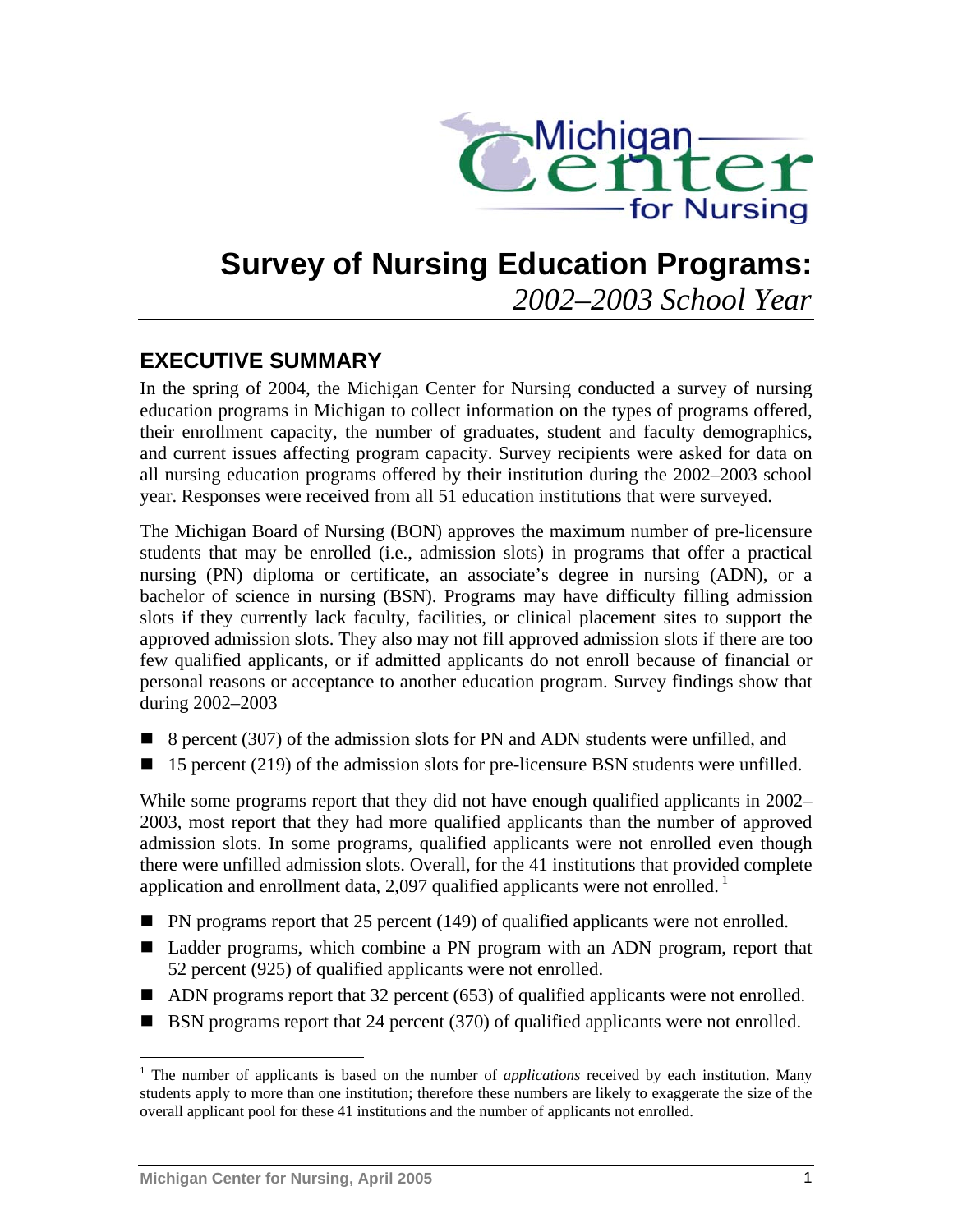Michigan Center for Nursing

# Survey of Nursing Education Programs:

*2002–2003 School Year*

## EXECUTIVE SUMMARY

In the spring of 2004, the Michigan Center for Nursing conducted a survey of nursing education programs in Michigan to collect information on the types of programs offered, their enrollment capacity, the number of graduates, student and faculty demographics, and current issues affecting program capacity. Survey recipients were asked for data on all nursing education programs offered by their institution during the 2002–2003 school year. Responses were received from all 51 education institutions that were surveyed.

The Michigan Board of Nursing (BON) approves the maximum number of pre-licensure students that may be enrolled (i.e., admission slots) in programs that offer a practical nursing (PN) diploma or certificate, an associate's degree in nursing (ADN), or a bachelor of science in nursing (BSN). Programs may have difficulty filling admission slots if they currently lack faculty, facilities, or clinical placement sites to support the approved admission slots. They also may not fill approved admission slots if there are too few qualified applicants, or if admitted applicants do not enroll because of financial or personal reasons or acceptance to another education program. Survey findings show that during 2002–2003

- 8 percent (307) of the admission slots for PN and ADN students were unfilled, and
- 15 percent (219) of the admission slots for pre-licensure BSN students were unfilled.

While some programs report that they did not have enough qualified applicants in 2002–2003, most report that they had more qualified applicants than the number of approved admission slots. In some programs, qualified applicants were not enrolled even though there were unfilled admission slots. Overall, for the 41 institutions that provided complete application and enrollment data, 2,097 qualified applicants were not enrolled.[1]

- PN programs report that 25 percent (149) of qualified applicants were not enrolled.
- Ladder programs, which combine a PN program with an ADN program, report that 52 percent (925) of qualified applicants were not enrolled.
- ADN programs report that 32 percent (653) of qualified applicants were not enrolled.
- BSN programs report that 24 percent (370) of qualified applicants were not enrolled.

[1] The number of applicants is based on the number of *applications* received by each institution. Many students apply to more than one institution; therefore these numbers are likely to exaggerate the size of the overall applicant pool for these 41 institutions and the number of applicants not enrolled.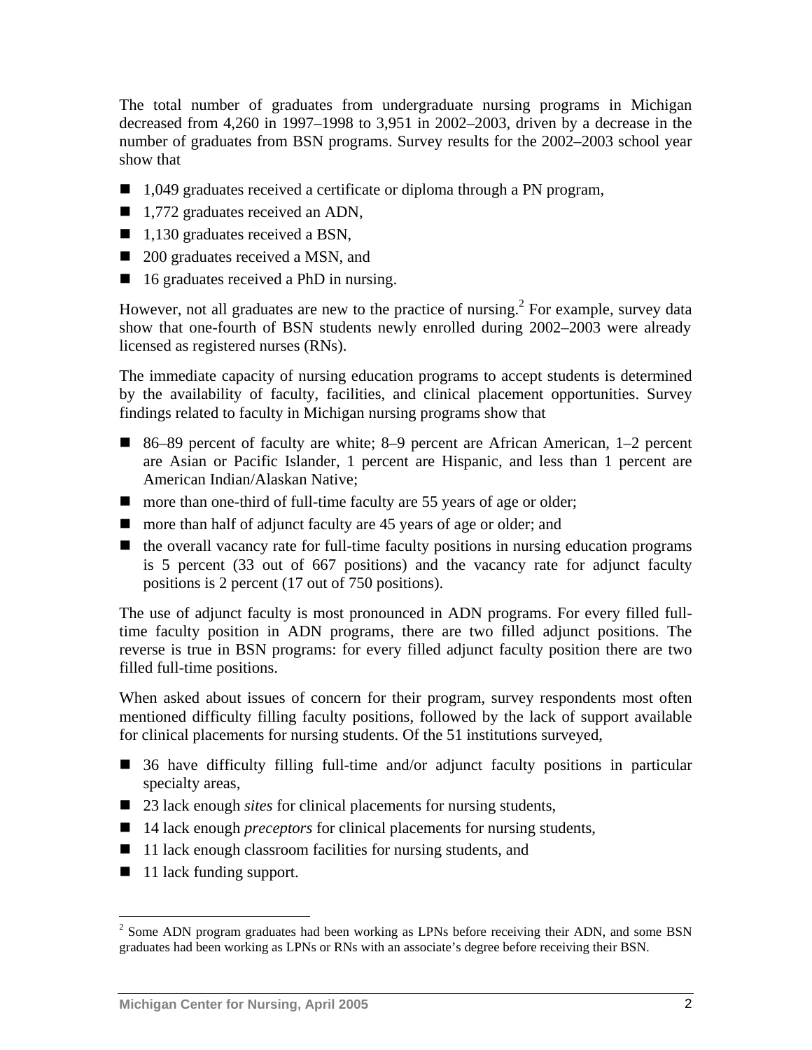The total number of graduates from undergraduate nursing programs in Michigan decreased from 4,260 in 1997–1998 to 3,951 in 2002–2003, driven by a decrease in the number of graduates from BSN programs. Survey results for the 2002–2003 school year show that

- 1,049 graduates received a certificate or diploma through a PN program,
- 1,772 graduates received an ADN,
- 1,130 graduates received a BSN,
- 200 graduates received a MSN, and
- 16 graduates received a PhD in nursing.

However, not all graduates are new to the practice of nursing.[2] For example, survey data show that one-fourth of BSN students newly enrolled during 2002–2003 were already licensed as registered nurses (RNs).

The immediate capacity of nursing education programs to accept students is determined by the availability of faculty, facilities, and clinical placement opportunities. Survey findings related to faculty in Michigan nursing programs show that

- 86–89 percent of faculty are white; 8–9 percent are African American, 1–2 percent are Asian or Pacific Islander, 1 percent are Hispanic, and less than 1 percent are American Indian/Alaskan Native;
- more than one-third of full-time faculty are 55 years of age or older;
- more than half of adjunct faculty are 45 years of age or older; and
- the overall vacancy rate for full-time faculty positions in nursing education programs is 5 percent (33 out of 667 positions) and the vacancy rate for adjunct faculty positions is 2 percent (17 out of 750 positions).

The use of adjunct faculty is most pronounced in ADN programs. For every filled full-time faculty position in ADN programs, there are two filled adjunct positions. The reverse is true in BSN programs: for every filled adjunct faculty position there are two filled full-time positions.

When asked about issues of concern for their program, survey respondents most often mentioned difficulty filling faculty positions, followed by the lack of support available for clinical placements for nursing students. Of the 51 institutions surveyed,

- 36 have difficulty filling full-time and/or adjunct faculty positions in particular specialty areas,
- 23 lack enough *sites* for clinical placements for nursing students,
- 14 lack enough *preceptors* for clinical placements for nursing students,
- 11 lack enough classroom facilities for nursing students, and
- 11 lack funding support.

[2] Some ADN program graduates had been working as LPNs before receiving their ADN, and some BSN graduates had been working as LPNs or RNs with an associate's degree before receiving their BSN.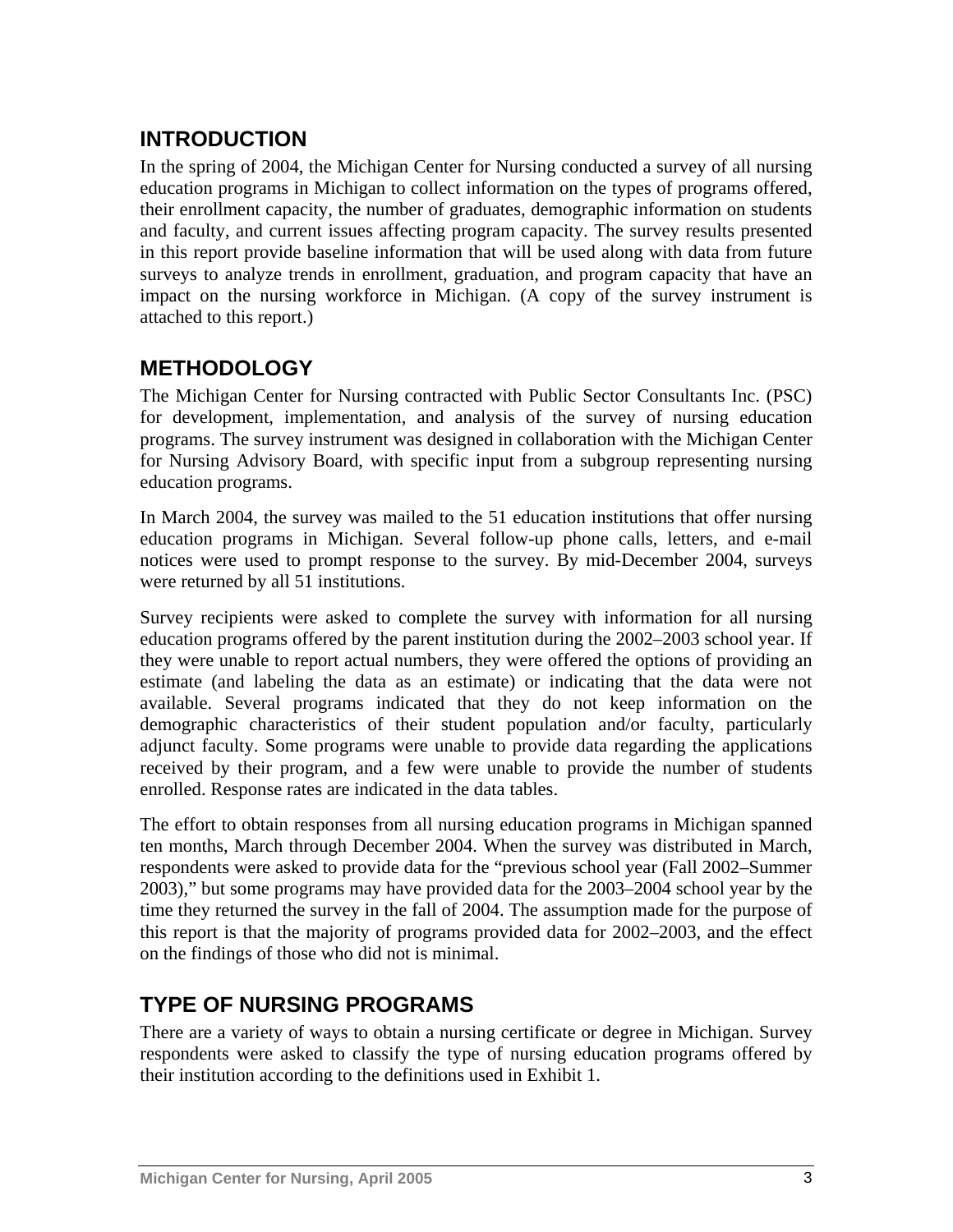## INTRODUCTION

In the spring of 2004, the Michigan Center for Nursing conducted a survey of all nursing education programs in Michigan to collect information on the types of programs offered, their enrollment capacity, the number of graduates, demographic information on students and faculty, and current issues affecting program capacity. The survey results presented in this report provide baseline information that will be used along with data from future surveys to analyze trends in enrollment, graduation, and program capacity that have an impact on the nursing workforce in Michigan. (A copy of the survey instrument is attached to this report.)

## METHODOLOGY

The Michigan Center for Nursing contracted with Public Sector Consultants Inc. (PSC) for development, implementation, and analysis of the survey of nursing education programs. The survey instrument was designed in collaboration with the Michigan Center for Nursing Advisory Board, with specific input from a subgroup representing nursing education programs.

In March 2004, the survey was mailed to the 51 education institutions that offer nursing education programs in Michigan. Several follow-up phone calls, letters, and e-mail notices were used to prompt response to the survey. By mid-December 2004, surveys were returned by all 51 institutions.

Survey recipients were asked to complete the survey with information for all nursing education programs offered by the parent institution during the 2002–2003 school year. If they were unable to report actual numbers, they were offered the options of providing an estimate (and labeling the data as an estimate) or indicating that the data were not available. Several programs indicated that they do not keep information on the demographic characteristics of their student population and/or faculty, particularly adjunct faculty. Some programs were unable to provide data regarding the applications received by their program, and a few were unable to provide the number of students enrolled. Response rates are indicated in the data tables.

The effort to obtain responses from all nursing education programs in Michigan spanned ten months, March through December 2004. When the survey was distributed in March, respondents were asked to provide data for the "previous school year (Fall 2002–Summer 2003)," but some programs may have provided data for the 2003–2004 school year by the time they returned the survey in the fall of 2004. The assumption made for the purpose of this report is that the majority of programs provided data for 2002–2003, and the effect on the findings of those who did not is minimal.

## TYPE OF NURSING PROGRAMS

There are a variety of ways to obtain a nursing certificate or degree in Michigan. Survey respondents were asked to classify the type of nursing education programs offered by their institution according to the definitions used in Exhibit 1.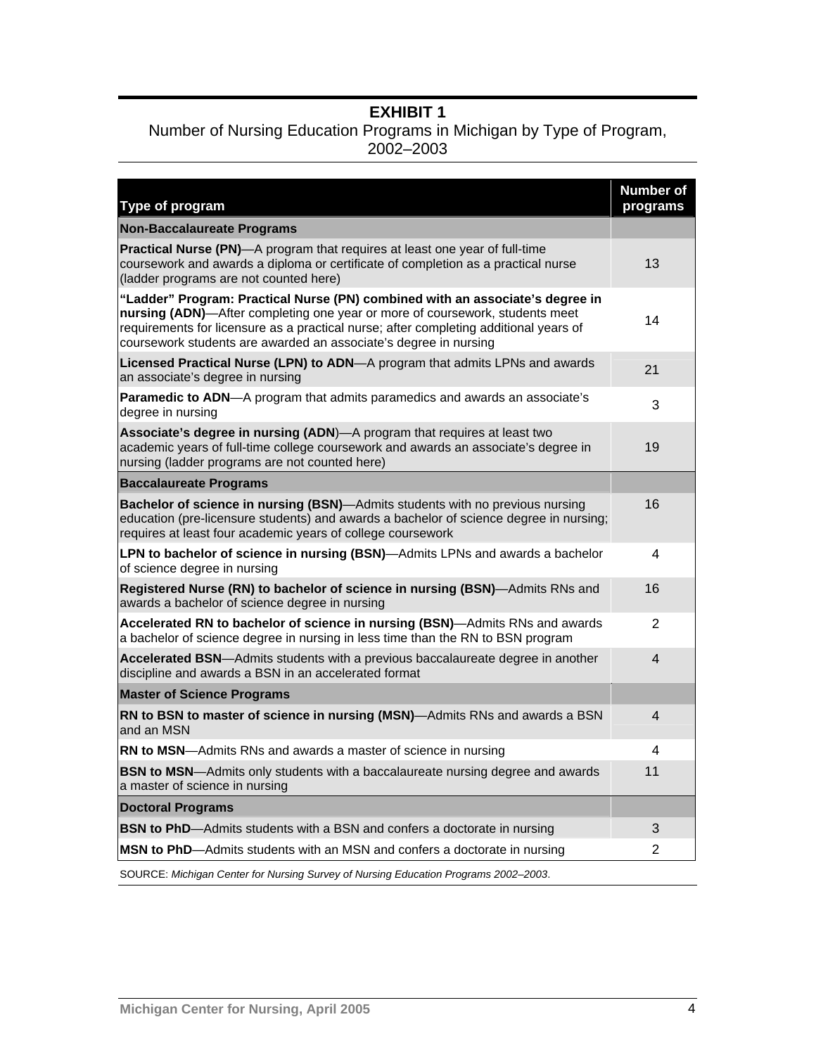**EXHIBIT 1**
Number of Nursing Education Programs in Michigan by Type of Program, 2002–2003

| Type of program | Number of programs |
|---|---|
| **Non-Baccalaureate Programs** | |
| **Practical Nurse (PN)**—A program that requires at least one year of full-time coursework and awards a diploma or certificate of completion as a practical nurse (ladder programs are not counted here) | 13 |
| **"Ladder" Program: Practical Nurse (PN) combined with an associate's degree in nursing (ADN)**—After completing one year or more of coursework, students meet requirements for licensure as a practical nurse; after completing additional years of coursework students are awarded an associate's degree in nursing | 14 |
| **Licensed Practical Nurse (LPN) to ADN**—A program that admits LPNs and awards an associate's degree in nursing | 21 |
| **Paramedic to ADN**—A program that admits paramedics and awards an associate's degree in nursing | 3 |
| **Associate's degree in nursing (ADN)**—A program that requires at least two academic years of full-time college coursework and awards an associate's degree in nursing (ladder programs are not counted here) | 19 |
| **Baccalaureate Programs** | |
| **Bachelor of science in nursing (BSN)**—Admits students with no previous nursing education (pre-licensure students) and awards a bachelor of science degree in nursing; requires at least four academic years of college coursework | 16 |
| **LPN to bachelor of science in nursing (BSN)**—Admits LPNs and awards a bachelor of science degree in nursing | 4 |
| **Registered Nurse (RN) to bachelor of science in nursing (BSN)**—Admits RNs and awards a bachelor of science degree in nursing | 16 |
| **Accelerated RN to bachelor of science in nursing (BSN)**—Admits RNs and awards a bachelor of science degree in nursing in less time than the RN to BSN program | 2 |
| **Accelerated BSN**—Admits students with a previous baccalaureate degree in another discipline and awards a BSN in an accelerated format | 4 |
| **Master of Science Programs** | |
| **RN to BSN to master of science in nursing (MSN)**—Admits RNs and awards a BSN and an MSN | 4 |
| **RN to MSN**—Admits RNs and awards a master of science in nursing | 4 |
| **BSN to MSN**—Admits only students with a baccalaureate nursing degree and awards a master of science in nursing | 11 |
| **Doctoral Programs** | |
| **BSN to PhD**—Admits students with a BSN and confers a doctorate in nursing | 3 |
| **MSN to PhD**—Admits students with an MSN and confers a doctorate in nursing | 2 |

SOURCE: *Michigan Center for Nursing Survey of Nursing Education Programs 2002–2003*.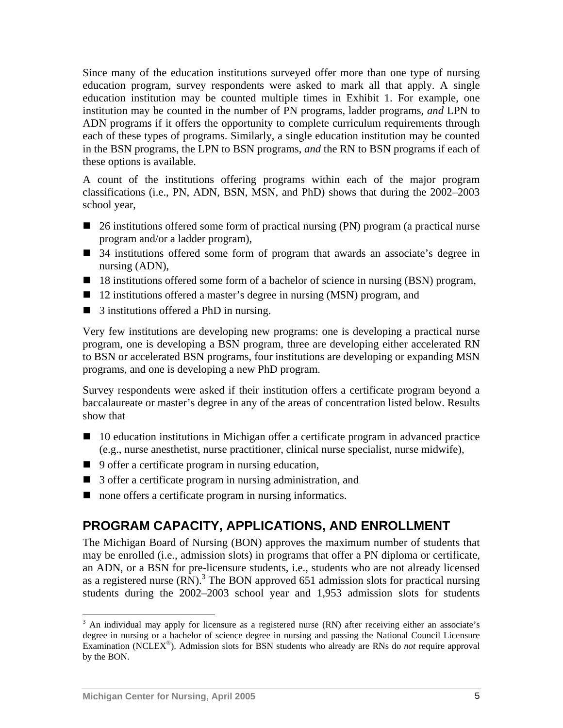Since many of the education institutions surveyed offer more than one type of nursing education program, survey respondents were asked to mark all that apply. A single education institution may be counted multiple times in Exhibit 1. For example, one institution may be counted in the number of PN programs, ladder programs, *and* LPN to ADN programs if it offers the opportunity to complete curriculum requirements through each of these types of programs. Similarly, a single education institution may be counted in the BSN programs, the LPN to BSN programs, *and* the RN to BSN programs if each of these options is available.

A count of the institutions offering programs within each of the major program classifications (i.e., PN, ADN, BSN, MSN, and PhD) shows that during the 2002–2003 school year,

- 26 institutions offered some form of practical nursing (PN) program (a practical nurse program and/or a ladder program),
- 34 institutions offered some form of program that awards an associate's degree in nursing (ADN),
- 18 institutions offered some form of a bachelor of science in nursing (BSN) program,
- 12 institutions offered a master's degree in nursing (MSN) program, and
- 3 institutions offered a PhD in nursing.

Very few institutions are developing new programs: one is developing a practical nurse program, one is developing a BSN program, three are developing either accelerated RN to BSN or accelerated BSN programs, four institutions are developing or expanding MSN programs, and one is developing a new PhD program.

Survey respondents were asked if their institution offers a certificate program beyond a baccalaureate or master's degree in any of the areas of concentration listed below. Results show that

- 10 education institutions in Michigan offer a certificate program in advanced practice (e.g., nurse anesthetist, nurse practitioner, clinical nurse specialist, nurse midwife),
- 9 offer a certificate program in nursing education,
- 3 offer a certificate program in nursing administration, and
- none offers a certificate program in nursing informatics.

## PROGRAM CAPACITY, APPLICATIONS, AND ENROLLMENT

The Michigan Board of Nursing (BON) approves the maximum number of students that may be enrolled (i.e., admission slots) in programs that offer a PN diploma or certificate, an ADN, or a BSN for pre-licensure students, i.e., students who are not already licensed as a registered nurse (RN).[3] The BON approved 651 admission slots for practical nursing students during the 2002–2003 school year and 1,953 admission slots for students

[3] An individual may apply for licensure as a registered nurse (RN) after receiving either an associate's degree in nursing or a bachelor of science degree in nursing and passing the National Council Licensure Examination (NCLEX®). Admission slots for BSN students who already are RNs do *not* require approval by the BON.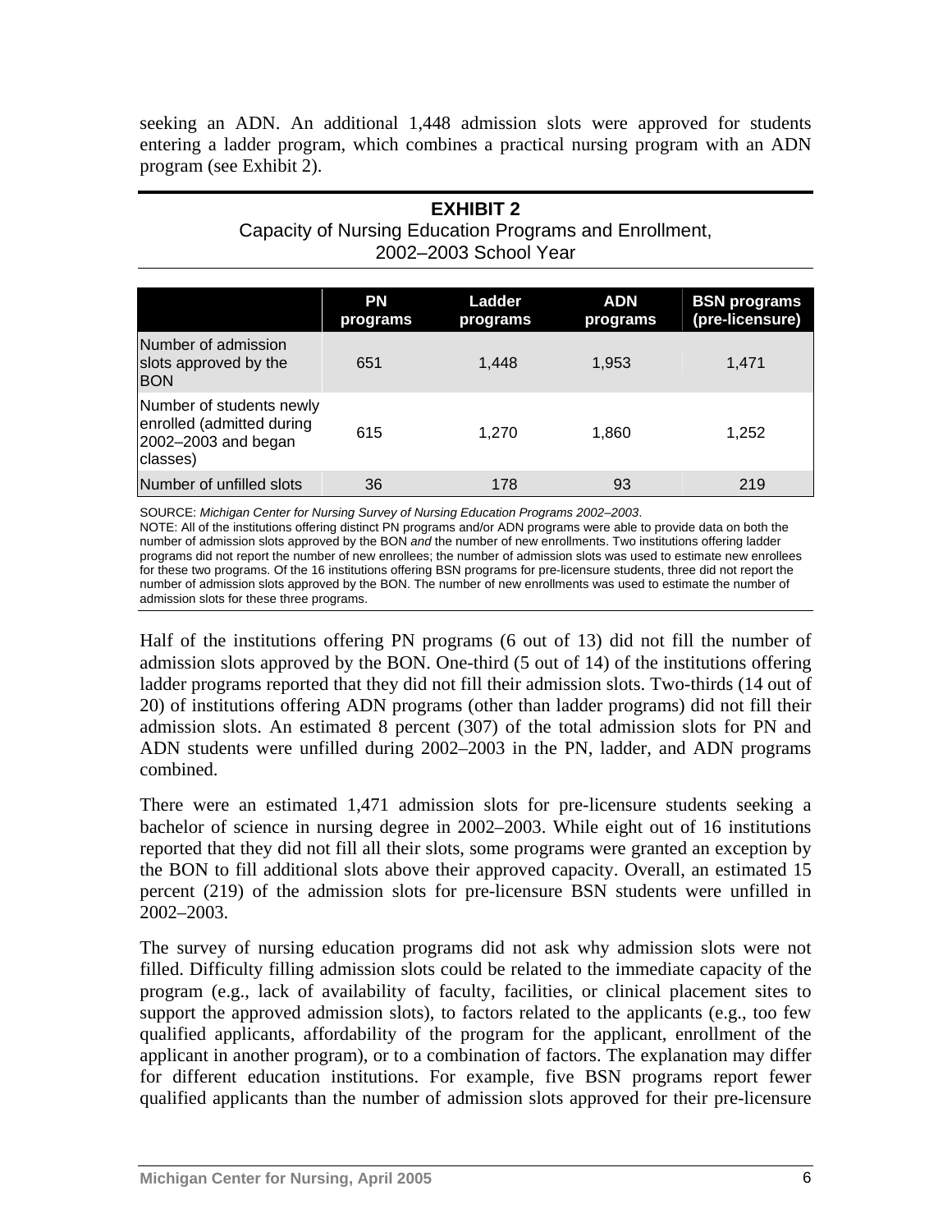seeking an ADN. An additional 1,448 admission slots were approved for students entering a ladder program, which combines a practical nursing program with an ADN program (see Exhibit 2).

**EXHIBIT 2**
Capacity of Nursing Education Programs and Enrollment, 2002–2003 School Year

| | PN programs | Ladder programs | ADN programs | BSN programs (pre-licensure) |
|---|---|---|---|---|
| Number of admission slots approved by the BON | 651 | 1,448 | 1,953 | 1,471 |
| Number of students newly enrolled (admitted during 2002–2003 and began classes) | 615 | 1,270 | 1,860 | 1,252 |
| Number of unfilled slots | 36 | 178 | 93 | 219 |

SOURCE: *Michigan Center for Nursing Survey of Nursing Education Programs 2002–2003*.
NOTE: All of the institutions offering distinct PN programs and/or ADN programs were able to provide data on both the number of admission slots approved by the BON *and* the number of new enrollments. Two institutions offering ladder programs did not report the number of new enrollees; the number of admission slots was used to estimate new enrollees for these two programs. Of the 16 institutions offering BSN programs for pre-licensure students, three did not report the number of admission slots approved by the BON. The number of new enrollments was used to estimate the number of admission slots for these three programs.

Half of the institutions offering PN programs (6 out of 13) did not fill the number of admission slots approved by the BON. One-third (5 out of 14) of the institutions offering ladder programs reported that they did not fill their admission slots. Two-thirds (14 out of 20) of institutions offering ADN programs (other than ladder programs) did not fill their admission slots. An estimated 8 percent (307) of the total admission slots for PN and ADN students were unfilled during 2002–2003 in the PN, ladder, and ADN programs combined.

There were an estimated 1,471 admission slots for pre-licensure students seeking a bachelor of science in nursing degree in 2002–2003. While eight out of 16 institutions reported that they did not fill all their slots, some programs were granted an exception by the BON to fill additional slots above their approved capacity. Overall, an estimated 15 percent (219) of the admission slots for pre-licensure BSN students were unfilled in 2002–2003.

The survey of nursing education programs did not ask why admission slots were not filled. Difficulty filling admission slots could be related to the immediate capacity of the program (e.g., lack of availability of faculty, facilities, or clinical placement sites to support the approved admission slots), to factors related to the applicants (e.g., too few qualified applicants, affordability of the program for the applicant, enrollment of the applicant in another program), or to a combination of factors. The explanation may differ for different education institutions. For example, five BSN programs report fewer qualified applicants than the number of admission slots approved for their pre-licensure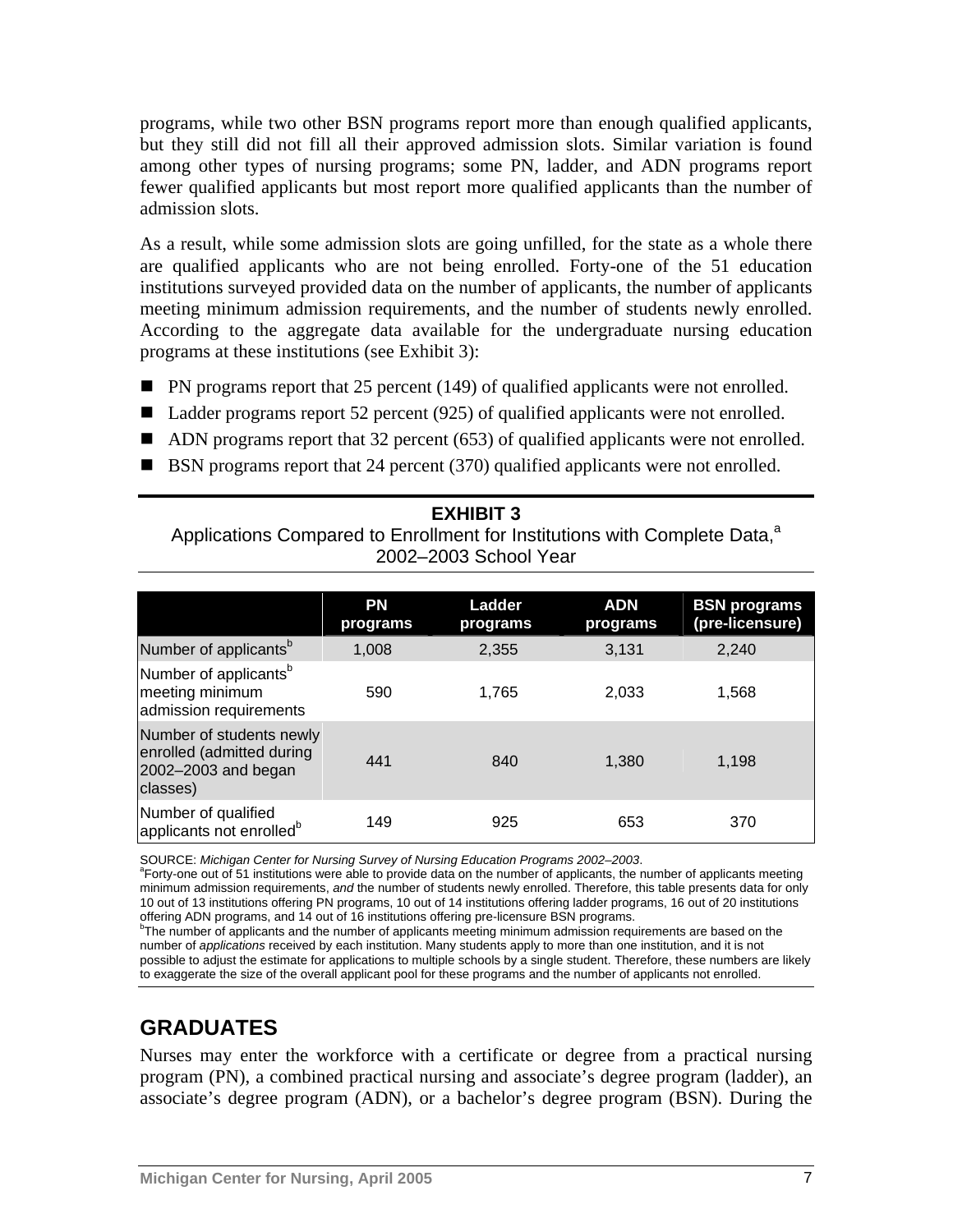programs, while two other BSN programs report more than enough qualified applicants, but they still did not fill all their approved admission slots. Similar variation is found among other types of nursing programs; some PN, ladder, and ADN programs report fewer qualified applicants but most report more qualified applicants than the number of admission slots.

As a result, while some admission slots are going unfilled, for the state as a whole there are qualified applicants who are not being enrolled. Forty-one of the 51 education institutions surveyed provided data on the number of applicants, the number of applicants meeting minimum admission requirements, and the number of students newly enrolled. According to the aggregate data available for the undergraduate nursing education programs at these institutions (see Exhibit 3):

- PN programs report that 25 percent (149) of qualified applicants were not enrolled.
- Ladder programs report 52 percent (925) of qualified applicants were not enrolled.
- ADN programs report that 32 percent (653) of qualified applicants were not enrolled.
- BSN programs report that 24 percent (370) qualified applicants were not enrolled.

**EXHIBIT 3**

Applications Compared to Enrollment for Institutions with Complete Data,[a] 2002–2003 School Year

| | PN programs | Ladder programs | ADN programs | BSN programs (pre-licensure) |
|---|---|---|---|---|
| Number of applicants[b] | 1,008 | 2,355 | 3,131 | 2,240 |
| Number of applicants[b] meeting minimum admission requirements | 590 | 1,765 | 2,033 | 1,568 |
| Number of students newly enrolled (admitted during 2002–2003 and began classes) | 441 | 840 | 1,380 | 1,198 |
| Number of qualified applicants not enrolled[b] | 149 | 925 | 653 | 370 |

SOURCE: *Michigan Center for Nursing Survey of Nursing Education Programs 2002–2003*.

[a]Forty-one out of 51 institutions were able to provide data on the number of applicants, the number of applicants meeting minimum admission requirements, *and* the number of students newly enrolled. Therefore, this table presents data for only 10 out of 13 institutions offering PN programs, 10 out of 14 institutions offering ladder programs, 16 out of 20 institutions offering ADN programs, and 14 out of 16 institutions offering pre-licensure BSN programs.

[b]The number of applicants and the number of applicants meeting minimum admission requirements are based on the number of *applications* received by each institution. Many students apply to more than one institution, and it is not possible to adjust the estimate for applications to multiple schools by a single student. Therefore, these numbers are likely to exaggerate the size of the overall applicant pool for these programs and the number of applicants not enrolled.

## GRADUATES

Nurses may enter the workforce with a certificate or degree from a practical nursing program (PN), a combined practical nursing and associate's degree program (ladder), an associate's degree program (ADN), or a bachelor's degree program (BSN). During the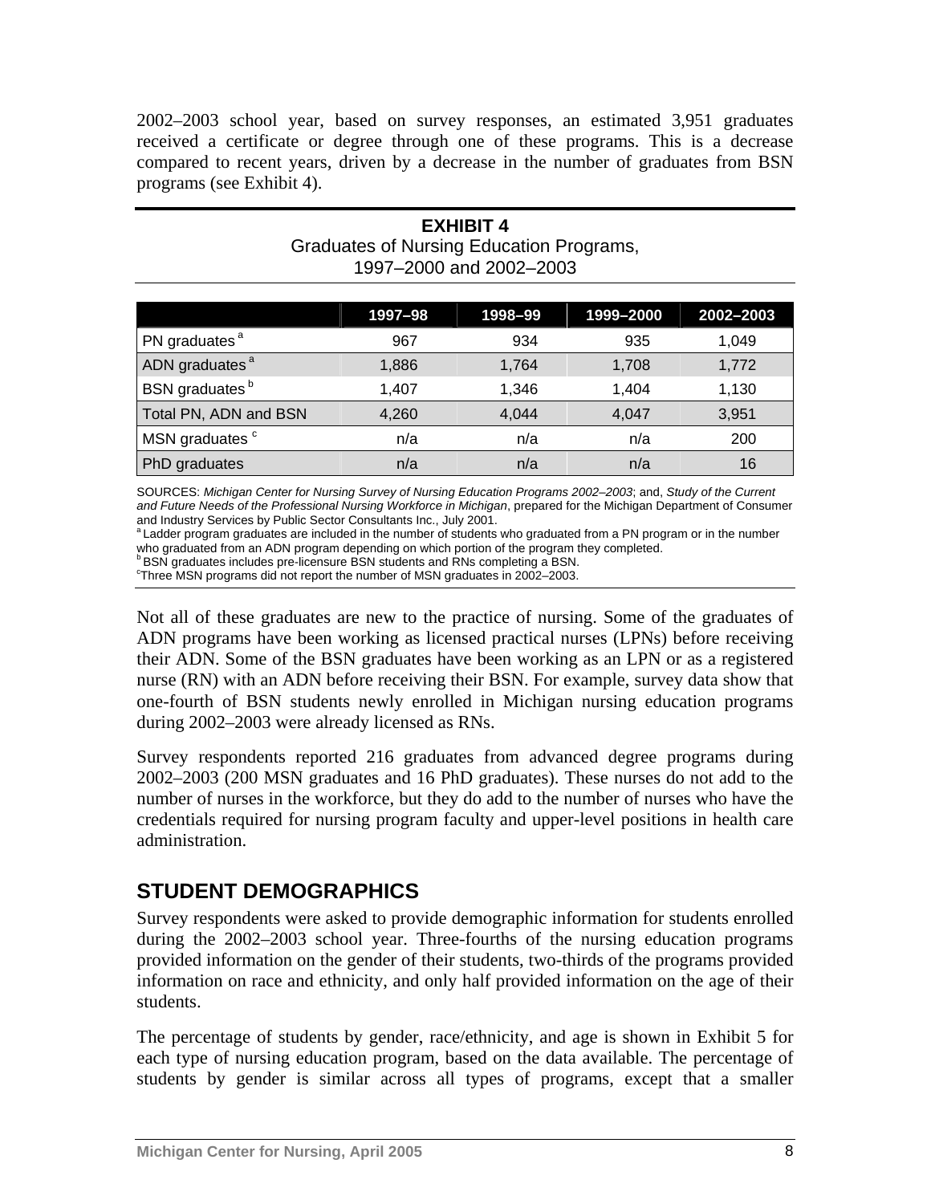2002–2003 school year, based on survey responses, an estimated 3,951 graduates received a certificate or degree through one of these programs. This is a decrease compared to recent years, driven by a decrease in the number of graduates from BSN programs (see Exhibit 4).

**EXHIBIT 4**
Graduates of Nursing Education Programs, 1997–2000 and 2002–2003

| | 1997–98 | 1998–99 | 1999–2000 | 2002–2003 |
|---|---|---|---|---|
| PN graduates [a] | 967 | 934 | 935 | 1,049 |
| ADN graduates [a] | 1,886 | 1,764 | 1,708 | 1,772 |
| BSN graduates [b] | 1,407 | 1,346 | 1,404 | 1,130 |
| Total PN, ADN and BSN | 4,260 | 4,044 | 4,047 | 3,951 |
| MSN graduates [c] | n/a | n/a | n/a | 200 |
| PhD graduates | n/a | n/a | n/a | 16 |

SOURCES: *Michigan Center for Nursing Survey of Nursing Education Programs 2002–2003*; and, *Study of the Current and Future Needs of the Professional Nursing Workforce in Michigan*, prepared for the Michigan Department of Consumer and Industry Services by Public Sector Consultants Inc., July 2001.
[a] Ladder program graduates are included in the number of students who graduated from a PN program or in the number who graduated from an ADN program depending on which portion of the program they completed.
[b] BSN graduates includes pre-licensure BSN students and RNs completing a BSN.
[c] Three MSN programs did not report the number of MSN graduates in 2002–2003.

Not all of these graduates are new to the practice of nursing. Some of the graduates of ADN programs have been working as licensed practical nurses (LPNs) before receiving their ADN. Some of the BSN graduates have been working as an LPN or as a registered nurse (RN) with an ADN before receiving their BSN. For example, survey data show that one-fourth of BSN students newly enrolled in Michigan nursing education programs during 2002–2003 were already licensed as RNs.

Survey respondents reported 216 graduates from advanced degree programs during 2002–2003 (200 MSN graduates and 16 PhD graduates). These nurses do not add to the number of nurses in the workforce, but they do add to the number of nurses who have the credentials required for nursing program faculty and upper-level positions in health care administration.

## STUDENT DEMOGRAPHICS

Survey respondents were asked to provide demographic information for students enrolled during the 2002–2003 school year. Three-fourths of the nursing education programs provided information on the gender of their students, two-thirds of the programs provided information on race and ethnicity, and only half provided information on the age of their students.

The percentage of students by gender, race/ethnicity, and age is shown in Exhibit 5 for each type of nursing education program, based on the data available. The percentage of students by gender is similar across all types of programs, except that a smaller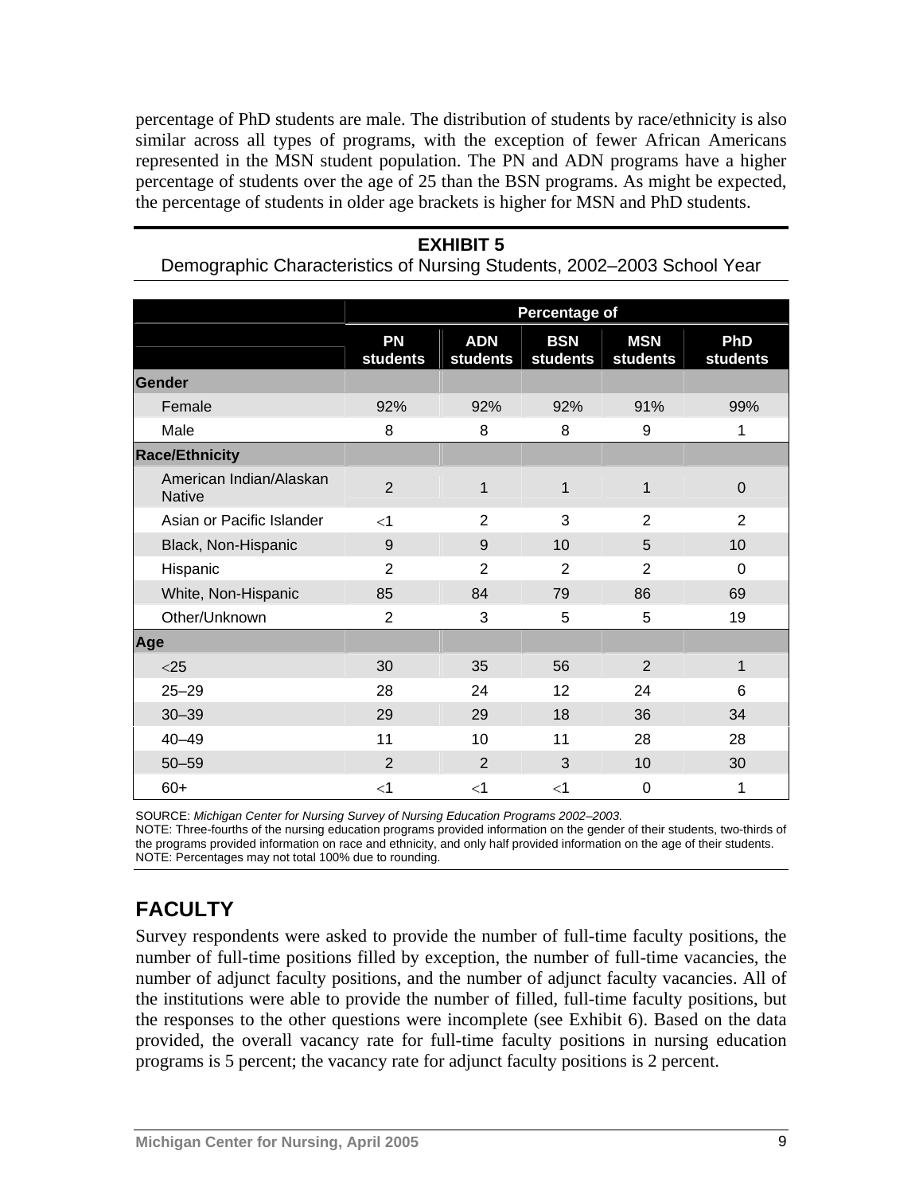percentage of PhD students are male. The distribution of students by race/ethnicity is also similar across all types of programs, with the exception of fewer African Americans represented in the MSN student population. The PN and ADN programs have a higher percentage of students over the age of 25 than the BSN programs. As might be expected, the percentage of students in older age brackets is higher for MSN and PhD students.

**EXHIBIT 5**

Demographic Characteristics of Nursing Students, 2002–2003 School Year

| | Percentage of | | | | |
|---|---|---|---|---|---|
| | **PN students** | **ADN students** | **BSN students** | **MSN students** | **PhD students** |
| **Gender** | | | | | |
| Female | 92% | 92% | 92% | 91% | 99% |
| Male | 8 | 8 | 8 | 9 | 1 |
| **Race/Ethnicity** | | | | | |
| American Indian/Alaskan Native | 2 | 1 | 1 | 1 | 0 |
| Asian or Pacific Islander | <1 | 2 | 3 | 2 | 2 |
| Black, Non-Hispanic | 9 | 9 | 10 | 5 | 10 |
| Hispanic | 2 | 2 | 2 | 2 | 0 |
| White, Non-Hispanic | 85 | 84 | 79 | 86 | 69 |
| Other/Unknown | 2 | 3 | 5 | 5 | 19 |
| **Age** | | | | | |
| <25 | 30 | 35 | 56 | 2 | 1 |
| 25–29 | 28 | 24 | 12 | 24 | 6 |
| 30–39 | 29 | 29 | 18 | 36 | 34 |
| 40–49 | 11 | 10 | 11 | 28 | 28 |
| 50–59 | 2 | 2 | 3 | 10 | 30 |
| 60+ | <1 | <1 | <1 | 0 | 1 |

SOURCE: *Michigan Center for Nursing Survey of Nursing Education Programs 2002–2003.*
NOTE: Three-fourths of the nursing education programs provided information on the gender of their students, two-thirds of the programs provided information on race and ethnicity, and only half provided information on the age of their students.
NOTE: Percentages may not total 100% due to rounding.

## FACULTY

Survey respondents were asked to provide the number of full-time faculty positions, the number of full-time positions filled by exception, the number of full-time vacancies, the number of adjunct faculty positions, and the number of adjunct faculty vacancies. All of the institutions were able to provide the number of filled, full-time faculty positions, but the responses to the other questions were incomplete (see Exhibit 6). Based on the data provided, the overall vacancy rate for full-time faculty positions in nursing education programs is 5 percent; the vacancy rate for adjunct faculty positions is 2 percent.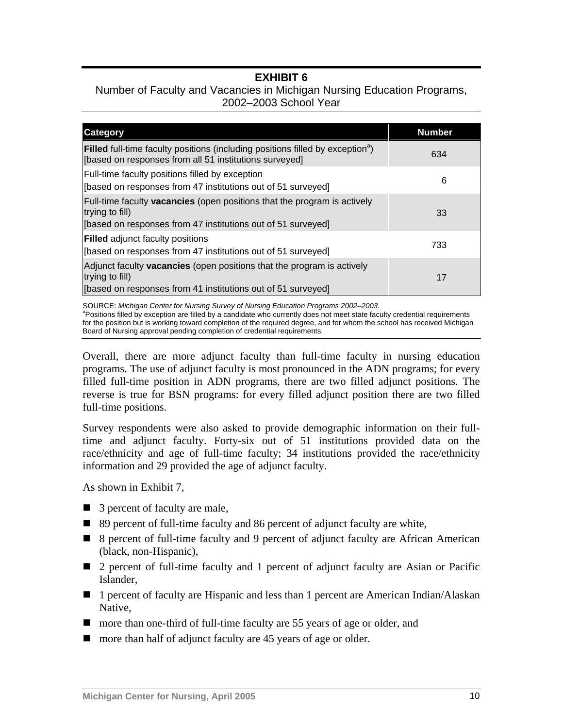**EXHIBIT 6**

Number of Faculty and Vacancies in Michigan Nursing Education Programs, 2002–2003 School Year

| Category | Number |
|---|---|
| **Filled** full-time faculty positions (including positions filled by exception[a]) [based on responses from all 51 institutions surveyed] | 634 |
| Full-time faculty positions filled by exception [based on responses from 47 institutions out of 51 surveyed] | 6 |
| Full-time faculty **vacancies** (open positions that the program is actively trying to fill) [based on responses from 47 institutions out of 51 surveyed] | 33 |
| **Filled** adjunct faculty positions [based on responses from 47 institutions out of 51 surveyed] | 733 |
| Adjunct faculty **vacancies** (open positions that the program is actively trying to fill) [based on responses from 41 institutions out of 51 surveyed] | 17 |

SOURCE: *Michigan Center for Nursing Survey of Nursing Education Programs 2002–2003*.
[a]Positions filled by exception are filled by a candidate who currently does not meet state faculty credential requirements for the position but is working toward completion of the required degree, and for whom the school has received Michigan Board of Nursing approval pending completion of credential requirements.

Overall, there are more adjunct faculty than full-time faculty in nursing education programs. The use of adjunct faculty is most pronounced in the ADN programs; for every filled full-time position in ADN programs, there are two filled adjunct positions. The reverse is true for BSN programs: for every filled adjunct position there are two filled full-time positions.

Survey respondents were also asked to provide demographic information on their full-time and adjunct faculty. Forty-six out of 51 institutions provided data on the race/ethnicity and age of full-time faculty; 34 institutions provided the race/ethnicity information and 29 provided the age of adjunct faculty.

As shown in Exhibit 7,

- 3 percent of faculty are male,
- 89 percent of full-time faculty and 86 percent of adjunct faculty are white,
- 8 percent of full-time faculty and 9 percent of adjunct faculty are African American (black, non-Hispanic),
- 2 percent of full-time faculty and 1 percent of adjunct faculty are Asian or Pacific Islander,
- 1 percent of faculty are Hispanic and less than 1 percent are American Indian/Alaskan Native,
- more than one-third of full-time faculty are 55 years of age or older, and
- more than half of adjunct faculty are 45 years of age or older.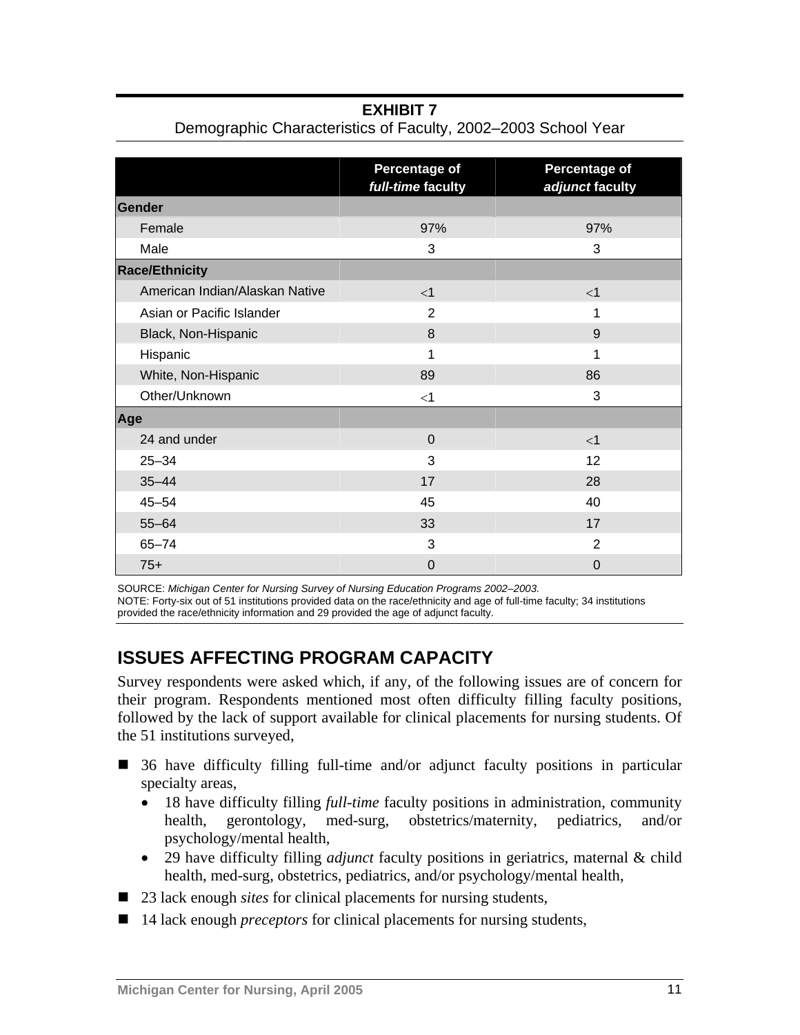**EXHIBIT 7**
Demographic Characteristics of Faculty, 2002–2003 School Year

| | Percentage of *full-time* faculty | Percentage of *adjunct* faculty |
|---|---|---|
| **Gender** | | |
| Female | 97% | 97% |
| Male | 3 | 3 |
| **Race/Ethnicity** | | |
| American Indian/Alaskan Native | <1 | <1 |
| Asian or Pacific Islander | 2 | 1 |
| Black, Non-Hispanic | 8 | 9 |
| Hispanic | 1 | 1 |
| White, Non-Hispanic | 89 | 86 |
| Other/Unknown | <1 | 3 |
| **Age** | | |
| 24 and under | 0 | <1 |
| 25–34 | 3 | 12 |
| 35–44 | 17 | 28 |
| 45–54 | 45 | 40 |
| 55–64 | 33 | 17 |
| 65–74 | 3 | 2 |
| 75+ | 0 | 0 |

SOURCE: *Michigan Center for Nursing Survey of Nursing Education Programs 2002–2003.*
NOTE: Forty-six out of 51 institutions provided data on the race/ethnicity and age of full-time faculty; 34 institutions provided the race/ethnicity information and 29 provided the age of adjunct faculty.

## ISSUES AFFECTING PROGRAM CAPACITY

Survey respondents were asked which, if any, of the following issues are of concern for their program. Respondents mentioned most often difficulty filling faculty positions, followed by the lack of support available for clinical placements for nursing students. Of the 51 institutions surveyed,

- 36 have difficulty filling full-time and/or adjunct faculty positions in particular specialty areas,
  - 18 have difficulty filling *full-time* faculty positions in administration, community health, gerontology, med-surg, obstetrics/maternity, pediatrics, and/or psychology/mental health,
  - 29 have difficulty filling *adjunct* faculty positions in geriatrics, maternal & child health, med-surg, obstetrics, pediatrics, and/or psychology/mental health,
- 23 lack enough *sites* for clinical placements for nursing students,
- 14 lack enough *preceptors* for clinical placements for nursing students,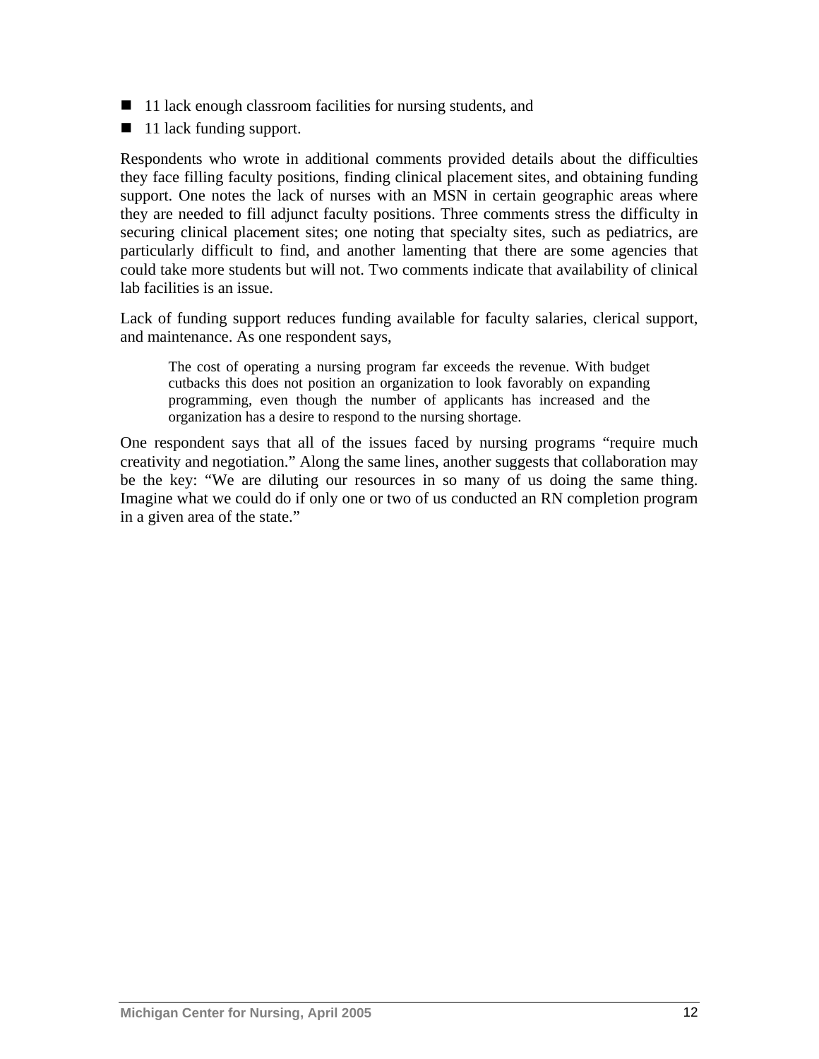- 11 lack enough classroom facilities for nursing students, and
- 11 lack funding support.

Respondents who wrote in additional comments provided details about the difficulties they face filling faculty positions, finding clinical placement sites, and obtaining funding support. One notes the lack of nurses with an MSN in certain geographic areas where they are needed to fill adjunct faculty positions. Three comments stress the difficulty in securing clinical placement sites; one noting that specialty sites, such as pediatrics, are particularly difficult to find, and another lamenting that there are some agencies that could take more students but will not. Two comments indicate that availability of clinical lab facilities is an issue.

Lack of funding support reduces funding available for faculty salaries, clerical support, and maintenance. As one respondent says,

> The cost of operating a nursing program far exceeds the revenue. With budget cutbacks this does not position an organization to look favorably on expanding programming, even though the number of applicants has increased and the organization has a desire to respond to the nursing shortage.

One respondent says that all of the issues faced by nursing programs "require much creativity and negotiation." Along the same lines, another suggests that collaboration may be the key: "We are diluting our resources in so many of us doing the same thing. Imagine what we could do if only one or two of us conducted an RN completion program in a given area of the state."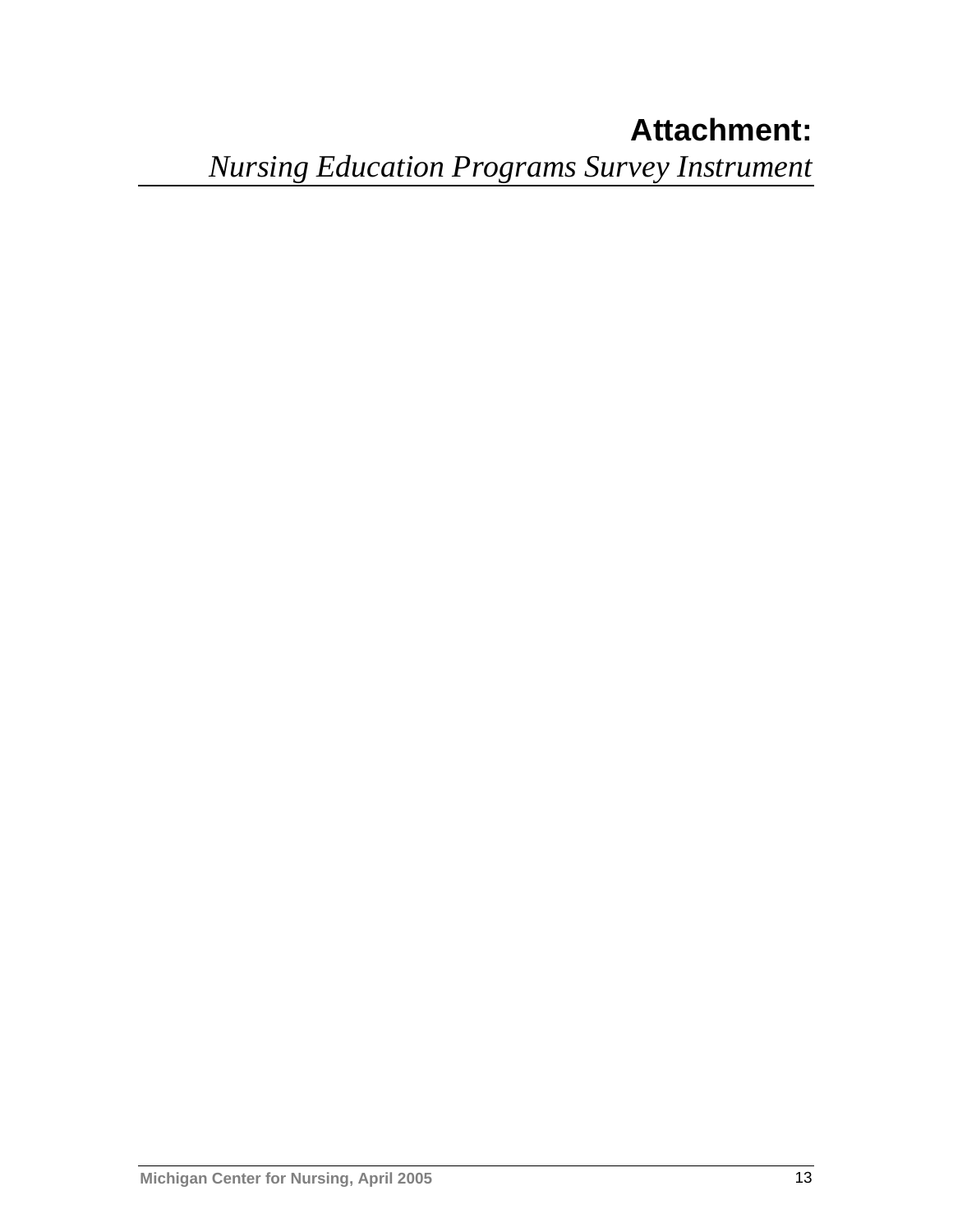# Attachment:

*Nursing Education Programs Survey Instrument*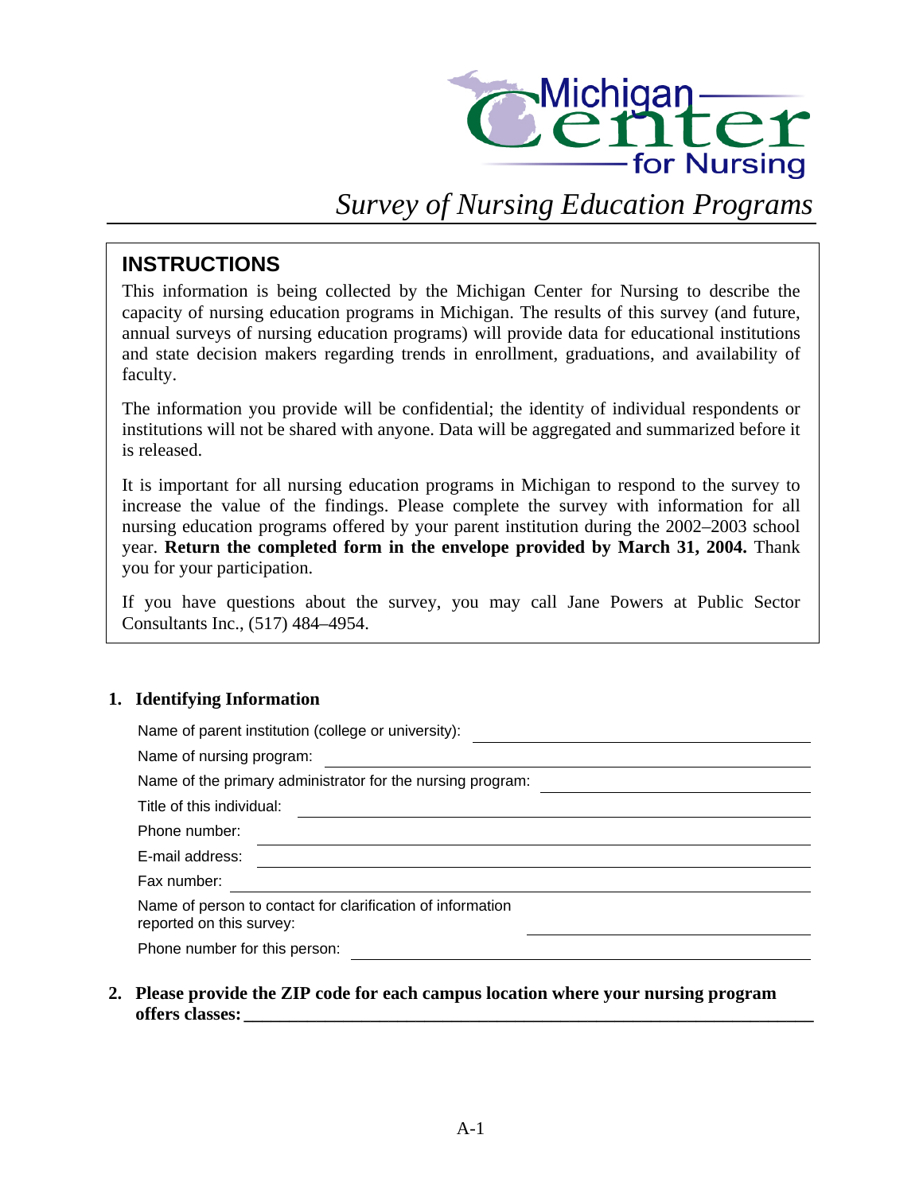Michigan Center for Nursing

# *Survey of Nursing Education Programs*

## INSTRUCTIONS

This information is being collected by the Michigan Center for Nursing to describe the capacity of nursing education programs in Michigan. The results of this survey (and future, annual surveys of nursing education programs) will provide data for educational institutions and state decision makers regarding trends in enrollment, graduations, and availability of faculty.

The information you provide will be confidential; the identity of individual respondents or institutions will not be shared with anyone. Data will be aggregated and summarized before it is released.

It is important for all nursing education programs in Michigan to respond to the survey to increase the value of the findings. Please complete the survey with information for all nursing education programs offered by your parent institution during the 2002–2003 school year. **Return the completed form in the envelope provided by March 31, 2004.** Thank you for your participation.

If you have questions about the survey, you may call Jane Powers at Public Sector Consultants Inc., (517) 484–4954.

**1. Identifying Information**

Name of parent institution (college or university): ____________________

Name of nursing program: ____________________

Name of the primary administrator for the nursing program: ____________________

Title of this individual: ____________________

Phone number: ____________________

E-mail address: ____________________

Fax number: ____________________

Name of person to contact for clarification of information reported on this survey: ____________________

Phone number for this person: ____________________

**2. Please provide the ZIP code for each campus location where your nursing program offers classes: ____________________**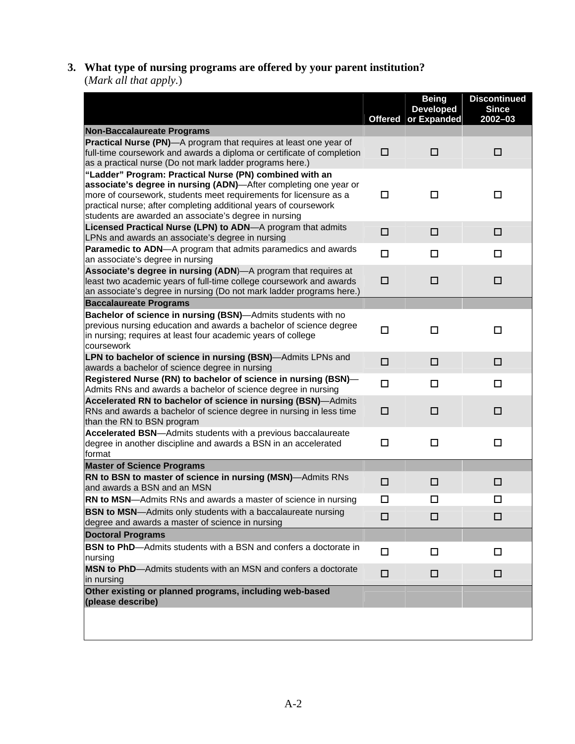**3. What type of nursing programs are offered by your parent institution?**
(*Mark all that apply.*)

| | Offered | Being Developed or Expanded | Discontinued Since 2002–03 |
|---|---|---|---|
| **Non-Baccalaureate Programs** | | | |
| **Practical Nurse (PN)**—A program that requires at least one year of full-time coursework and awards a diploma or certificate of completion as a practical nurse (Do not mark ladder programs here.) | ☐ | ☐ | ☐ |
| **"Ladder" Program: Practical Nurse (PN) combined with an associate's degree in nursing (ADN)**—After completing one year or more of coursework, students meet requirements for licensure as a practical nurse; after completing additional years of coursework students are awarded an associate's degree in nursing | ☐ | ☐ | ☐ |
| **Licensed Practical Nurse (LPN) to ADN**—A program that admits LPNs and awards an associate's degree in nursing | ☐ | ☐ | ☐ |
| **Paramedic to ADN**—A program that admits paramedics and awards an associate's degree in nursing | ☐ | ☐ | ☐ |
| **Associate's degree in nursing (ADN)**—A program that requires at least two academic years of full-time college coursework and awards an associate's degree in nursing (Do not mark ladder programs here.) | ☐ | ☐ | ☐ |
| **Baccalaureate Programs** | | | |
| **Bachelor of science in nursing (BSN)**—Admits students with no previous nursing education and awards a bachelor of science degree in nursing; requires at least four academic years of college coursework | ☐ | ☐ | ☐ |
| **LPN to bachelor of science in nursing (BSN)**—Admits LPNs and awards a bachelor of science degree in nursing | ☐ | ☐ | ☐ |
| **Registered Nurse (RN) to bachelor of science in nursing (BSN)**—Admits RNs and awards a bachelor of science degree in nursing | ☐ | ☐ | ☐ |
| **Accelerated RN to bachelor of science in nursing (BSN)**—Admits RNs and awards a bachelor of science degree in nursing in less time than the RN to BSN program | ☐ | ☐ | ☐ |
| **Accelerated BSN**—Admits students with a previous baccalaureate degree in another discipline and awards a BSN in an accelerated format | ☐ | ☐ | ☐ |
| **Master of Science Programs** | | | |
| **RN to BSN to master of science in nursing (MSN)**—Admits RNs and awards a BSN and an MSN | ☐ | ☐ | ☐ |
| **RN to MSN**—Admits RNs and awards a master of science in nursing | ☐ | ☐ | ☐ |
| **BSN to MSN**—Admits only students with a baccalaureate nursing degree and awards a master of science in nursing | ☐ | ☐ | ☐ |
| **Doctoral Programs** | | | |
| **BSN to PhD**—Admits students with a BSN and confers a doctorate in nursing | ☐ | ☐ | ☐ |
| **MSN to PhD**—Admits students with an MSN and confers a doctorate in nursing | ☐ | ☐ | ☐ |
| **Other existing or planned programs, including web-based (please describe)** | | | |
| | | | |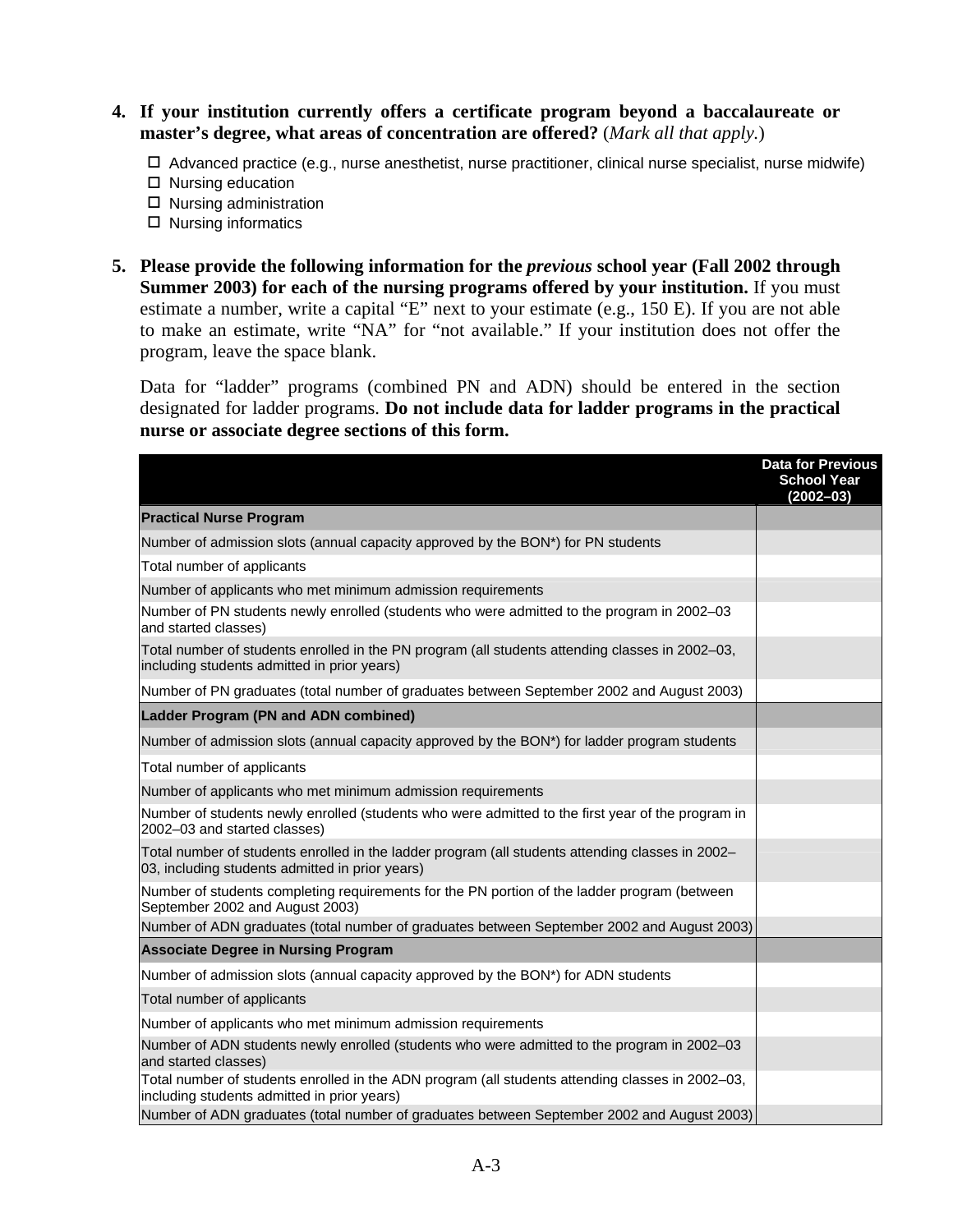4. **If your institution currently offers a certificate program beyond a baccalaureate or master's degree, what areas of concentration are offered?** (*Mark all that apply.*)

   - ☐ Advanced practice (e.g., nurse anesthetist, nurse practitioner, clinical nurse specialist, nurse midwife)
   - ☐ Nursing education
   - ☐ Nursing administration
   - ☐ Nursing informatics

5. **Please provide the following information for the *previous* school year (Fall 2002 through Summer 2003) for each of the nursing programs offered by your institution.** If you must estimate a number, write a capital "E" next to your estimate (e.g., 150 E). If you are not able to make an estimate, write "NA" for "not available." If your institution does not offer the program, leave the space blank.

   Data for "ladder" programs (combined PN and ADN) should be entered in the section designated for ladder programs. **Do not include data for ladder programs in the practical nurse or associate degree sections of this form.**

| | Data for Previous School Year (2002–03) |
|---|---|
| **Practical Nurse Program** | |
| Number of admission slots (annual capacity approved by the BON*) for PN students | |
| Total number of applicants | |
| Number of applicants who met minimum admission requirements | |
| Number of PN students newly enrolled (students who were admitted to the program in 2002–03 and started classes) | |
| Total number of students enrolled in the PN program (all students attending classes in 2002–03, including students admitted in prior years) | |
| Number of PN graduates (total number of graduates between September 2002 and August 2003) | |
| **Ladder Program (PN and ADN combined)** | |
| Number of admission slots (annual capacity approved by the BON*) for ladder program students | |
| Total number of applicants | |
| Number of applicants who met minimum admission requirements | |
| Number of students newly enrolled (students who were admitted to the first year of the program in 2002–03 and started classes) | |
| Total number of students enrolled in the ladder program (all students attending classes in 2002–03, including students admitted in prior years) | |
| Number of students completing requirements for the PN portion of the ladder program (between September 2002 and August 2003) | |
| Number of ADN graduates (total number of graduates between September 2002 and August 2003) | |
| **Associate Degree in Nursing Program** | |
| Number of admission slots (annual capacity approved by the BON*) for ADN students | |
| Total number of applicants | |
| Number of applicants who met minimum admission requirements | |
| Number of ADN students newly enrolled (students who were admitted to the program in 2002–03 and started classes) | |
| Total number of students enrolled in the ADN program (all students attending classes in 2002–03, including students admitted in prior years) | |
| Number of ADN graduates (total number of graduates between September 2002 and August 2003) | |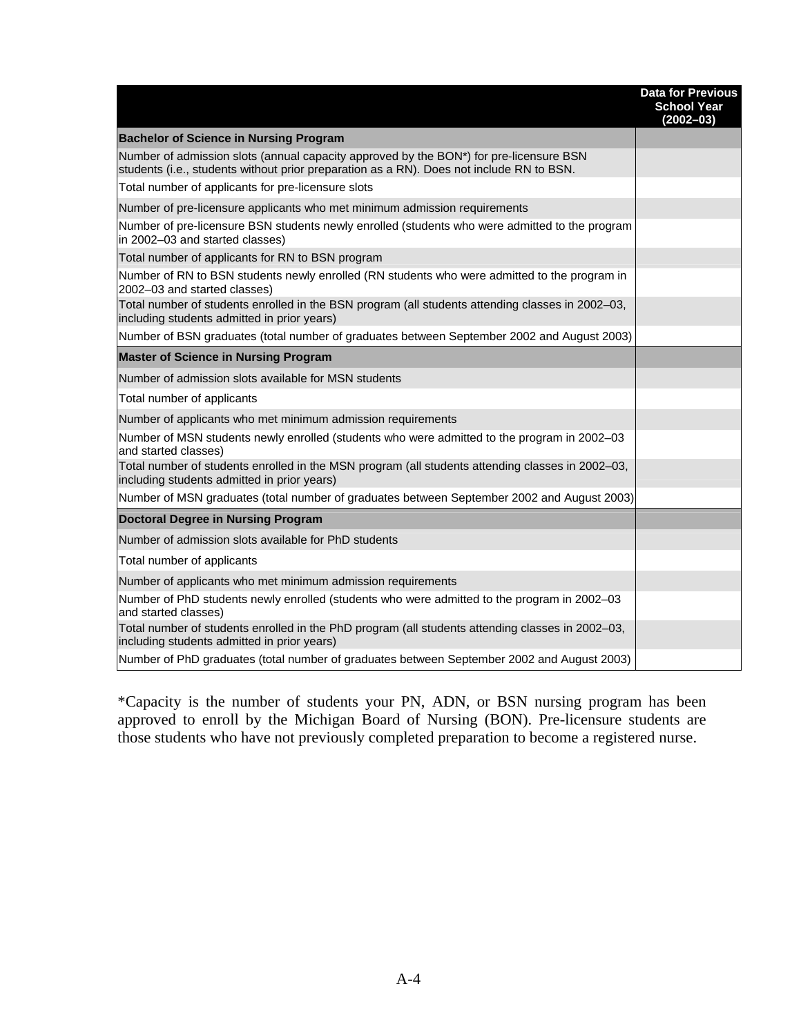| | Data for Previous School Year (2002–03) |
|---|---|
| **Bachelor of Science in Nursing Program** | |
| Number of admission slots (annual capacity approved by the BON*) for pre-licensure BSN students (i.e., students without prior preparation as a RN). Does not include RN to BSN. | |
| Total number of applicants for pre-licensure slots | |
| Number of pre-licensure applicants who met minimum admission requirements | |
| Number of pre-licensure BSN students newly enrolled (students who were admitted to the program in 2002–03 and started classes) | |
| Total number of applicants for RN to BSN program | |
| Number of RN to BSN students newly enrolled (RN students who were admitted to the program in 2002–03 and started classes) | |
| Total number of students enrolled in the BSN program (all students attending classes in 2002–03, including students admitted in prior years) | |
| Number of BSN graduates (total number of graduates between September 2002 and August 2003) | |
| **Master of Science in Nursing Program** | |
| Number of admission slots available for MSN students | |
| Total number of applicants | |
| Number of applicants who met minimum admission requirements | |
| Number of MSN students newly enrolled (students who were admitted to the program in 2002–03 and started classes) | |
| Total number of students enrolled in the MSN program (all students attending classes in 2002–03, including students admitted in prior years) | |
| Number of MSN graduates (total number of graduates between September 2002 and August 2003) | |
| **Doctoral Degree in Nursing Program** | |
| Number of admission slots available for PhD students | |
| Total number of applicants | |
| Number of applicants who met minimum admission requirements | |
| Number of PhD students newly enrolled (students who were admitted to the program in 2002–03 and started classes) | |
| Total number of students enrolled in the PhD program (all students attending classes in 2002–03, including students admitted in prior years) | |
| Number of PhD graduates (total number of graduates between September 2002 and August 2003) | |

*Capacity is the number of students your PN, ADN, or BSN nursing program has been approved to enroll by the Michigan Board of Nursing (BON). Pre-licensure students are those students who have not previously completed preparation to become a registered nurse.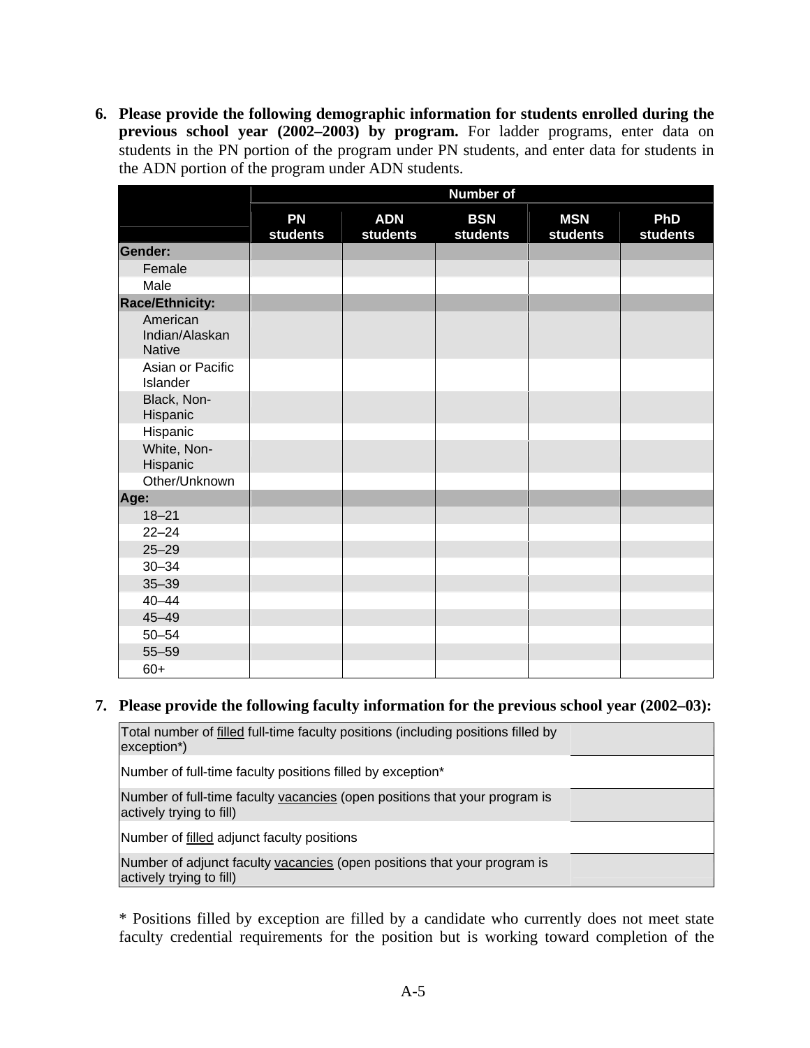6. **Please provide the following demographic information for students enrolled during the previous school year (2002–2003) by program.** For ladder programs, enter data on students in the PN portion of the program under PN students, and enter data for students in the ADN portion of the program under ADN students.

| | Number of | | | | |
|---|---|---|---|---|---|
| | PN students | ADN students | BSN students | MSN students | PhD students |
| **Gender:** | | | | | |
| Female | | | | | |
| Male | | | | | |
| **Race/Ethnicity:** | | | | | |
| American Indian/Alaskan Native | | | | | |
| Asian or Pacific Islander | | | | | |
| Black, Non-Hispanic | | | | | |
| Hispanic | | | | | |
| White, Non-Hispanic | | | | | |
| Other/Unknown | | | | | |
| **Age:** | | | | | |
| 18–21 | | | | | |
| 22–24 | | | | | |
| 25–29 | | | | | |
| 30–34 | | | | | |
| 35–39 | | | | | |
| 40–44 | | | | | |
| 45–49 | | | | | |
| 50–54 | | | | | |
| 55–59 | | | | | |
| 60+ | | | | | |

7. **Please provide the following faculty information for the previous school year (2002–03):**

| | |
|---|---|
| Total number of filled full-time faculty positions (including positions filled by exception*) | |
| Number of full-time faculty positions filled by exception* | |
| Number of full-time faculty vacancies (open positions that your program is actively trying to fill) | |
| Number of filled adjunct faculty positions | |
| Number of adjunct faculty vacancies (open positions that your program is actively trying to fill) | |

\* Positions filled by exception are filled by a candidate who currently does not meet state faculty credential requirements for the position but is working toward completion of the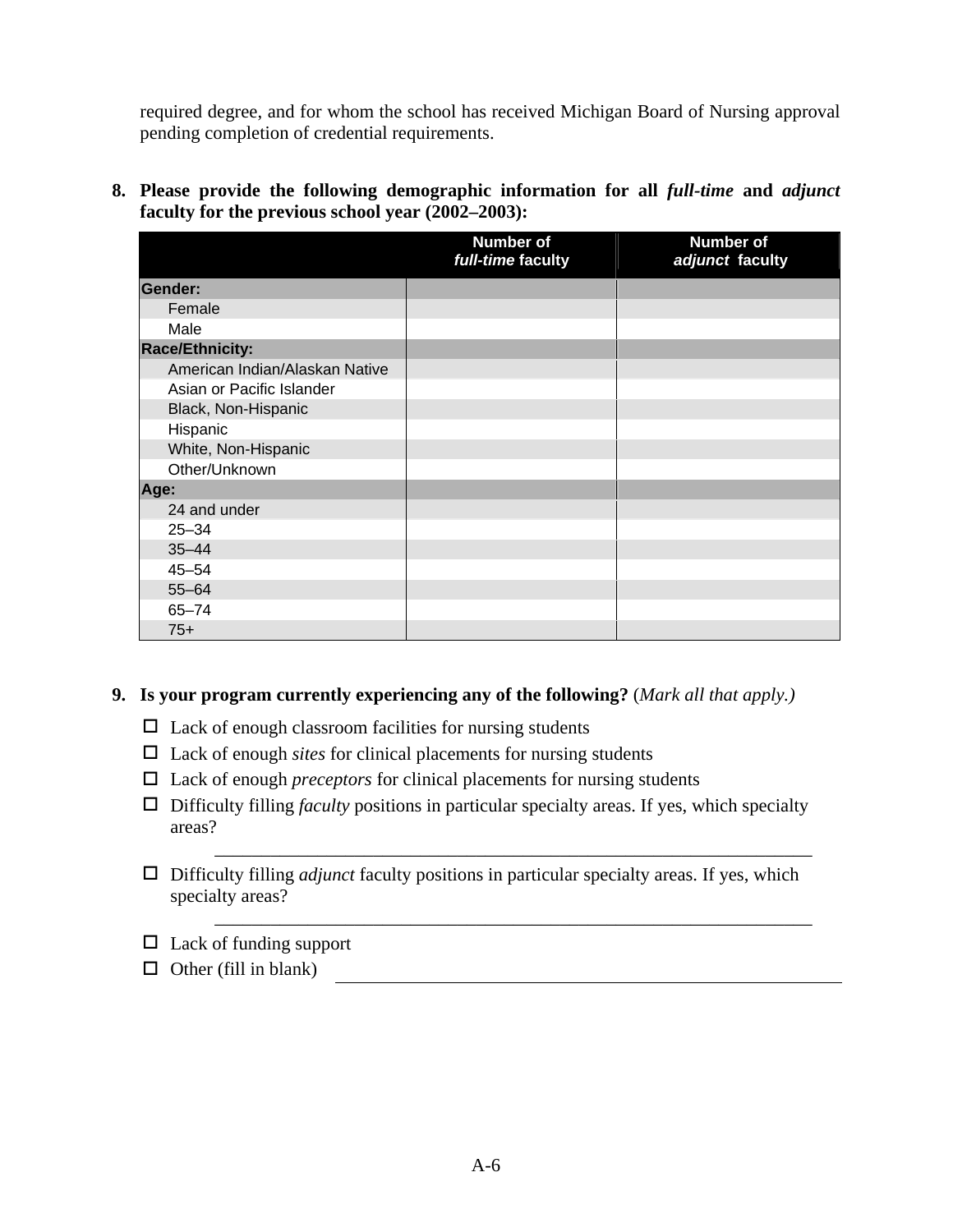required degree, and for whom the school has received Michigan Board of Nursing approval pending completion of credential requirements.

**8. Please provide the following demographic information for all *full-time* and *adjunct* faculty for the previous school year (2002–2003):**

| | Number of *full-time* faculty | Number of *adjunct* faculty |
|---|---|---|
| **Gender:** | | |
| Female | | |
| Male | | |
| **Race/Ethnicity:** | | |
| American Indian/Alaskan Native | | |
| Asian or Pacific Islander | | |
| Black, Non-Hispanic | | |
| Hispanic | | |
| White, Non-Hispanic | | |
| Other/Unknown | | |
| **Age:** | | |
| 24 and under | | |
| 25–34 | | |
| 35–44 | | |
| 45–54 | | |
| 55–64 | | |
| 65–74 | | |
| 75+ | | |

**9. Is your program currently experiencing any of the following?** (*Mark all that apply.)*

- ☐ Lack of enough classroom facilities for nursing students
- ☐ Lack of enough *sites* for clinical placements for nursing students
- ☐ Lack of enough *preceptors* for clinical placements for nursing students
- ☐ Difficulty filling *faculty* positions in particular specialty areas. If yes, which specialty areas? \_\_\_\_\_\_\_\_\_\_\_\_\_\_\_\_\_\_\_\_\_\_\_\_\_\_\_\_\_\_\_\_\_\_\_\_\_\_\_\_\_\_\_\_\_\_
- ☐ Difficulty filling *adjunct* faculty positions in particular specialty areas. If yes, which specialty areas? \_\_\_\_\_\_\_\_\_\_\_\_\_\_\_\_\_\_\_\_\_\_\_\_\_\_\_\_\_\_\_\_\_\_\_\_\_\_\_\_\_\_\_\_\_\_
- ☐ Lack of funding support
- ☐ Other (fill in blank) \_\_\_\_\_\_\_\_\_\_\_\_\_\_\_\_\_\_\_\_\_\_\_\_\_\_\_\_\_\_\_\_\_\_\_\_\_\_\_\_